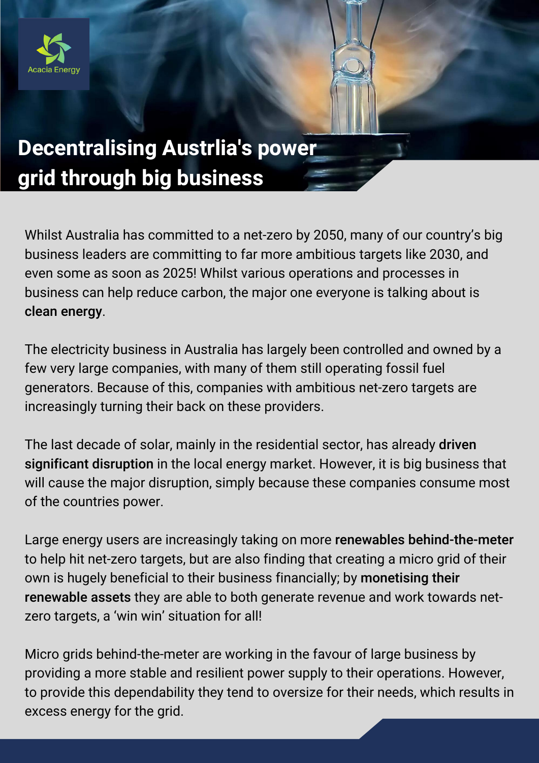Acacia Energy

# Decentralising Austrlia's power grid through big business

Whilst Australia has committed to a net-zero by 2050, many of our country's big business leaders are committing to far more ambitious targets like 2030, and even some as soon as 2025! Whilst various operations and processes in business can help reduce carbon, the major one everyone is talking about is **clean energy**.

The electricity business in Australia has largely been controlled and owned by a few very large companies, with many of them still operating fossil fuel generators. Because of this, companies with ambitious net-zero targets are increasingly turning their back on these providers.

The last decade of solar, mainly in the residential sector, has already **driven significant disruption** in the local energy market. However, it is big business that will cause the major disruption, simply because these companies consume most of the countries power.

Large energy users are increasingly taking on more **renewables behind-the-meter** to help hit net-zero targets, but are also finding that creating a micro grid of their own is hugely beneficial to their business financially; by **monetising their renewable assets** they are able to both generate revenue and work towards net-zero targets, a 'win win' situation for all!

Micro grids behind-the-meter are working in the favour of large business by providing a more stable and resilient power supply to their operations. However, to provide this dependability they tend to oversize for their needs, which results in excess energy for the grid.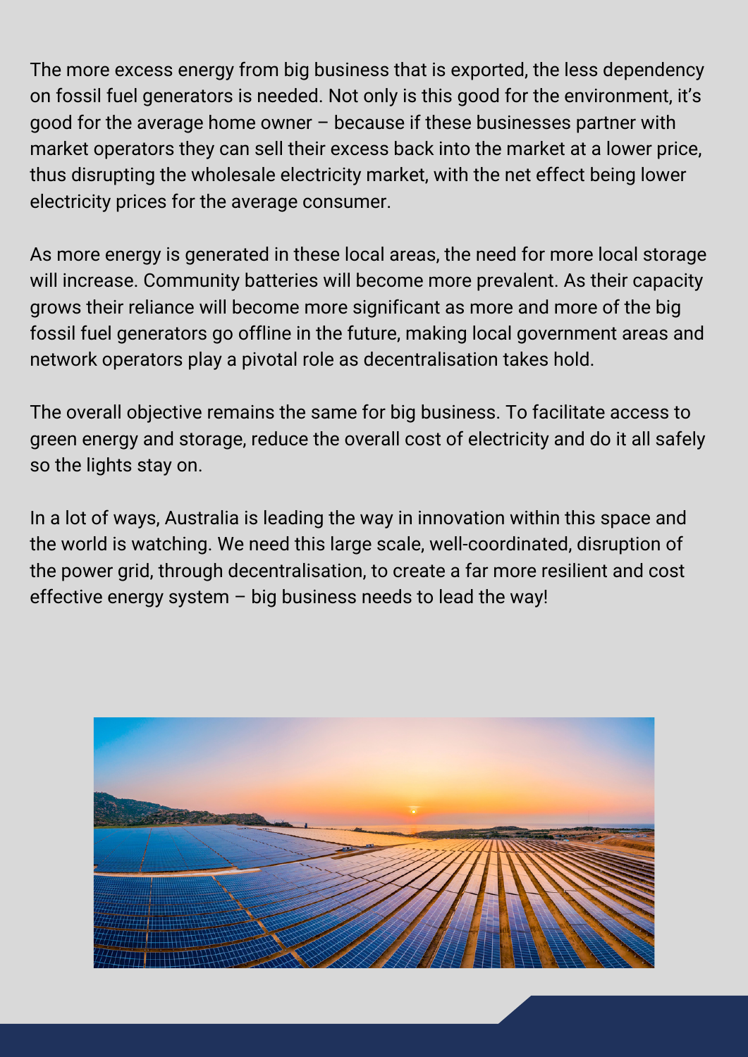The more excess energy from big business that is exported, the less dependency on fossil fuel generators is needed. Not only is this good for the environment, it's good for the average home owner – because if these businesses partner with market operators they can sell their excess back into the market at a lower price, thus disrupting the wholesale electricity market, with the net effect being lower electricity prices for the average consumer.

As more energy is generated in these local areas, the need for more local storage will increase. Community batteries will become more prevalent. As their capacity grows their reliance will become more significant as more and more of the big fossil fuel generators go offline in the future, making local government areas and network operators play a pivotal role as decentralisation takes hold.

The overall objective remains the same for big business. To facilitate access to green energy and storage, reduce the overall cost of electricity and do it all safely so the lights stay on.

In a lot of ways, Australia is leading the way in innovation within this space and the world is watching. We need this large scale, well-coordinated, disruption of the power grid, through decentralisation, to create a far more resilient and cost effective energy system – big business needs to lead the way!